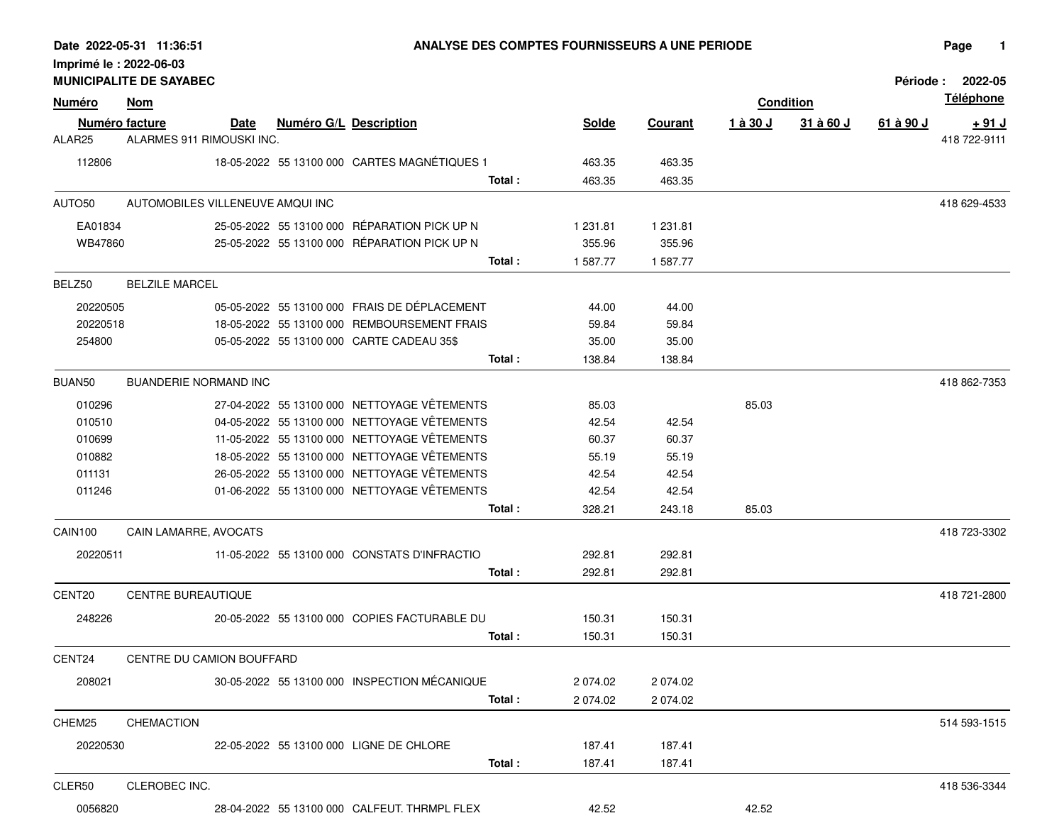**Date 2022-05-31 11:36:51**

**Imprimé le : 2022-06-03**

**MUNICIPALITE DE SAYABEC**

# ANALYSE DES COMPTES FOURNISSEURS A UNE PERIODE

**Période : 2022-05**

| Numéro | Nom | | | | | | Condition | | | Téléphone |
|---|---|---|---|---|---|---|---|---|---|---|
| Numéro facture | Date | Numéro G/L | Description | | Solde | Courant | 1 à 30 J | 31 à 60 J | 61 à 90 J | + 91 J |
| ALAR25 | ALARMES 911 RIMOUSKI INC. | | | | | | | | | 418 722-9111 |
| 112806 | 18-05-2022 | 55 13100 000 | CARTES MAGNÉTIQUES 1 | | 463.35 | 463.35 | | | | |
| | | | | Total : | 463.35 | 463.35 | | | | |
| AUTO50 | AUTOMOBILES VILLENEUVE AMQUI INC | | | | | | | | | 418 629-4533 |
| EA01834 | 25-05-2022 | 55 13100 000 | RÉPARATION PICK UP N | | 1 231.81 | 1 231.81 | | | | |
| WB47860 | 25-05-2022 | 55 13100 000 | RÉPARATION PICK UP N | | 355.96 | 355.96 | | | | |
| | | | | Total : | 1 587.77 | 1 587.77 | | | | |
| BELZ50 | BELZILE MARCEL | | | | | | | | | |
| 20220505 | 05-05-2022 | 55 13100 000 | FRAIS DE DÉPLACEMENT | | 44.00 | 44.00 | | | | |
| 20220518 | 18-05-2022 | 55 13100 000 | REMBOURSEMENT FRAIS | | 59.84 | 59.84 | | | | |
| 254800 | 05-05-2022 | 55 13100 000 | CARTE CADEAU 35$ | | 35.00 | 35.00 | | | | |
| | | | | Total : | 138.84 | 138.84 | | | | |
| BUAN50 | BUANDERIE NORMAND INC | | | | | | | | | 418 862-7353 |
| 010296 | 27-04-2022 | 55 13100 000 | NETTOYAGE VÊTEMENTS | | 85.03 | | 85.03 | | | |
| 010510 | 04-05-2022 | 55 13100 000 | NETTOYAGE VÊTEMENTS | | 42.54 | 42.54 | | | | |
| 010699 | 11-05-2022 | 55 13100 000 | NETTOYAGE VÊTEMENTS | | 60.37 | 60.37 | | | | |
| 010882 | 18-05-2022 | 55 13100 000 | NETTOYAGE VÊTEMENTS | | 55.19 | 55.19 | | | | |
| 011131 | 26-05-2022 | 55 13100 000 | NETTOYAGE VÊTEMENTS | | 42.54 | 42.54 | | | | |
| 011246 | 01-06-2022 | 55 13100 000 | NETTOYAGE VÊTEMENTS | | 42.54 | 42.54 | | | | |
| | | | | Total : | 328.21 | 243.18 | 85.03 | | | |
| CAIN100 | CAIN LAMARRE, AVOCATS | | | | | | | | | 418 723-3302 |
| 20220511 | 11-05-2022 | 55 13100 000 | CONSTATS D'INFRACTIO | | 292.81 | 292.81 | | | | |
| | | | | Total : | 292.81 | 292.81 | | | | |
| CENT20 | CENTRE BUREAUTIQUE | | | | | | | | | 418 721-2800 |
| 248226 | 20-05-2022 | 55 13100 000 | COPIES FACTURABLE DU | | 150.31 | 150.31 | | | | |
| | | | | Total : | 150.31 | 150.31 | | | | |
| CENT24 | CENTRE DU CAMION BOUFFARD | | | | | | | | | |
| 208021 | 30-05-2022 | 55 13100 000 | INSPECTION MÉCANIQUE | | 2 074.02 | 2 074.02 | | | | |
| | | | | Total : | 2 074.02 | 2 074.02 | | | | |
| CHEM25 | CHEMACTION | | | | | | | | | 514 593-1515 |
| 20220530 | 22-05-2022 | 55 13100 000 | LIGNE DE CHLORE | | 187.41 | 187.41 | | | | |
| | | | | Total : | 187.41 | 187.41 | | | | |
| CLER50 | CLEROBEC INC. | | | | | | | | | 418 536-3344 |
| 0056820 | 28-04-2022 | 55 13100 000 | CALFEUT. THRMPL FLEX | | 42.52 | | 42.52 | | | |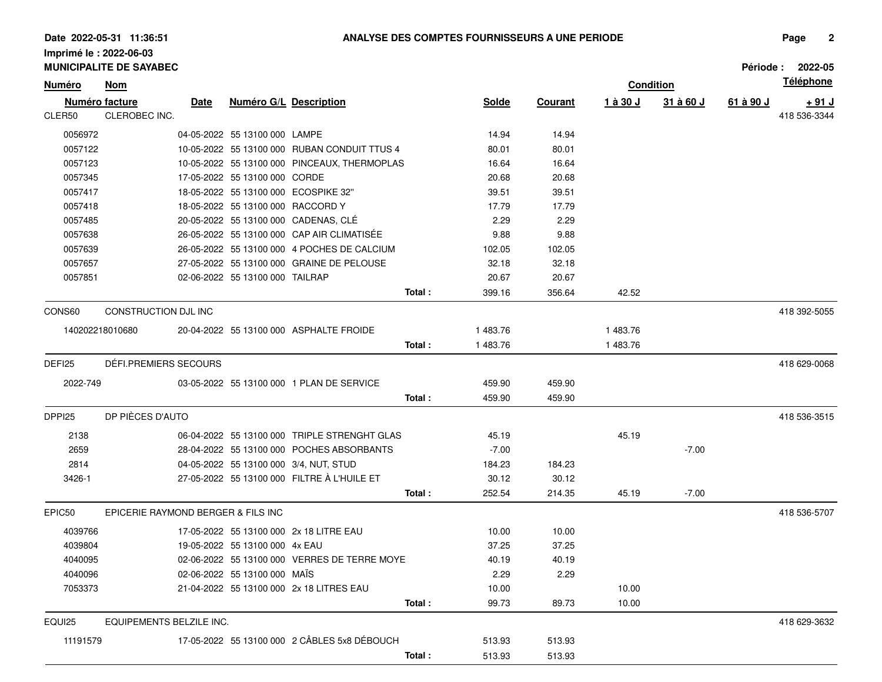**Date 2022-05-31 11:36:51** — **ANALYSE DES COMPTES FOURNISSEURS A UNE PERIODE**

**Imprimé le : 2022-06-03**

**MUNICIPALITE DE SAYABEC** — **Période : 2022-05**

| Numéro | Nom | | | | | | Condition | | | | Téléphone |
|---|---|---|---|---|---|---|---|---|---|---|---|
| Numéro facture | | Date | Numéro G/L | Description | | Solde | Courant | 1 à 30 J | 31 à 60 J | 61 à 90 J | + 91 J |
| CLER50 | CLEROBEC INC. | | | | | | | | | | 418 536-3344 |
| 0056972 | | 04-05-2022 | 55 13100 000 | LAMPE | | 14.94 | 14.94 | | | | |
| 0057122 | | 10-05-2022 | 55 13100 000 | RUBAN CONDUIT TTUS 4 | | 80.01 | 80.01 | | | | |
| 0057123 | | 10-05-2022 | 55 13100 000 | PINCEAUX, THERMOPLAS | | 16.64 | 16.64 | | | | |
| 0057345 | | 17-05-2022 | 55 13100 000 | CORDE | | 20.68 | 20.68 | | | | |
| 0057417 | | 18-05-2022 | 55 13100 000 | ECOSPIKE 32" | | 39.51 | 39.51 | | | | |
| 0057418 | | 18-05-2022 | 55 13100 000 | RACCORD Y | | 17.79 | 17.79 | | | | |
| 0057485 | | 20-05-2022 | 55 13100 000 | CADENAS, CLÉ | | 2.29 | 2.29 | | | | |
| 0057638 | | 26-05-2022 | 55 13100 000 | CAP AIR CLIMATISÉE | | 9.88 | 9.88 | | | | |
| 0057639 | | 26-05-2022 | 55 13100 000 | 4 POCHES DE CALCIUM | | 102.05 | 102.05 | | | | |
| 0057657 | | 27-05-2022 | 55 13100 000 | GRAINE DE PELOUSE | | 32.18 | 32.18 | | | | |
| 0057851 | | 02-06-2022 | 55 13100 000 | TAILRAP | | 20.67 | 20.67 | | | | |
| | | | | | Total : | 399.16 | 356.64 | 42.52 | | | |
| CONS60 | CONSTRUCTION DJL INC | | | | | | | | | | 418 392-5055 |
| 140202218010680 | | 20-04-2022 | 55 13100 000 | ASPHALTE FROIDE | | 1 483.76 | | 1 483.76 | | | |
| | | | | | Total : | 1 483.76 | | 1 483.76 | | | |
| DEFI25 | DÉFI.PREMIERS SECOURS | | | | | | | | | | 418 629-0068 |
| 2022-749 | | 03-05-2022 | 55 13100 000 | 1 PLAN DE SERVICE | | 459.90 | 459.90 | | | | |
| | | | | | Total : | 459.90 | 459.90 | | | | |
| DPPI25 | DP PIÈCES D'AUTO | | | | | | | | | | 418 536-3515 |
| 2138 | | 06-04-2022 | 55 13100 000 | TRIPLE STRENGHT GLAS | | 45.19 | | 45.19 | | | |
| 2659 | | 28-04-2022 | 55 13100 000 | POCHES ABSORBANTS | | -7.00 | | | -7.00 | | |
| 2814 | | 04-05-2022 | 55 13100 000 | 3/4, NUT, STUD | | 184.23 | 184.23 | | | | |
| 3426-1 | | 27-05-2022 | 55 13100 000 | FILTRE À L'HUILE ET | | 30.12 | 30.12 | | | | |
| | | | | | Total : | 252.54 | 214.35 | 45.19 | -7.00 | | |
| EPIC50 | EPICERIE RAYMOND BERGER & FILS INC | | | | | | | | | | 418 536-5707 |
| 4039766 | | 17-05-2022 | 55 13100 000 | 2x 18 LITRE EAU | | 10.00 | 10.00 | | | | |
| 4039804 | | 19-05-2022 | 55 13100 000 | 4x EAU | | 37.25 | 37.25 | | | | |
| 4040095 | | 02-06-2022 | 55 13100 000 | VERRES DE TERRE MOYE | | 40.19 | 40.19 | | | | |
| 4040096 | | 02-06-2022 | 55 13100 000 | MAÏS | | 2.29 | 2.29 | | | | |
| 7053373 | | 21-04-2022 | 55 13100 000 | 2x 18 LITRES EAU | | 10.00 | | 10.00 | | | |
| | | | | | Total : | 99.73 | 89.73 | 10.00 | | | |
| EQUI25 | EQUIPEMENTS BELZILE INC. | | | | | | | | | | 418 629-3632 |
| 11191579 | | 17-05-2022 | 55 13100 000 | 2 CÂBLES 5x8 DÉBOUCH | | 513.93 | 513.93 | | | | |
| | | | | | Total : | 513.93 | 513.93 | | | | |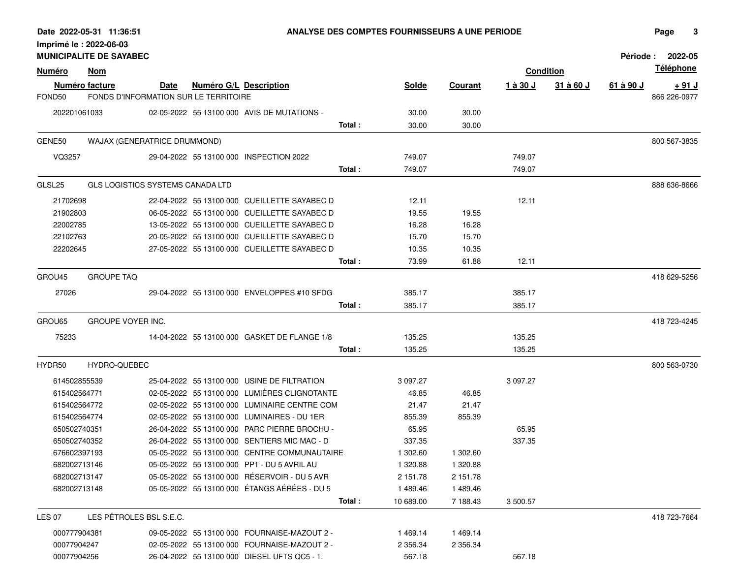**ANALYSE DES COMPTES FOURNISSEURS A UNE PERIODE**

Date 2022-05-31 11:36:51
Imprimé le : 2022-06-03
**MUNICIPALITE DE SAYABEC**
Période : 2022-05

| Numéro facture | Date | Numéro G/L | Description | | Solde | Courant | 1 à 30 J | 31 à 60 J | 61 à 90 J | + 91 J |
|---|---|---|---|---|---|---|---|---|---|---|
| **FOND50** | **FONDS D'INFORMATION SUR LE TERRITOIRE** | | | | | | | | | 866 226-0977 |
| 202201061033 | 02-05-2022 | 55 13100 000 | AVIS DE MUTATIONS - | | 30.00 | 30.00 | | | | |
| | | | | Total : | 30.00 | 30.00 | | | | |
| **GENE50** | **WAJAX (GENERATRICE DRUMMOND)** | | | | | | | | | 800 567-3835 |
| VQ3257 | 29-04-2022 | 55 13100 000 | INSPECTION 2022 | | 749.07 | | 749.07 | | | |
| | | | | Total : | 749.07 | | 749.07 | | | |
| **GLSL25** | **GLS LOGISTICS SYSTEMS CANADA LTD** | | | | | | | | | 888 636-8666 |
| 21702698 | 22-04-2022 | 55 13100 000 | CUEILLETTE SAYABEC D | | 12.11 | | 12.11 | | | |
| 21902803 | 06-05-2022 | 55 13100 000 | CUEILLETTE SAYABEC D | | 19.55 | 19.55 | | | | |
| 22002785 | 13-05-2022 | 55 13100 000 | CUEILLETTE SAYABEC D | | 16.28 | 16.28 | | | | |
| 22102763 | 20-05-2022 | 55 13100 000 | CUEILLETTE SAYABEC D | | 15.70 | 15.70 | | | | |
| 22202645 | 27-05-2022 | 55 13100 000 | CUEILLETTE SAYABEC D | | 10.35 | 10.35 | | | | |
| | | | | Total : | 73.99 | 61.88 | 12.11 | | | |
| **GROU45** | **GROUPE TAQ** | | | | | | | | | 418 629-5256 |
| 27026 | 29-04-2022 | 55 13100 000 | ENVELOPPES #10 SFDG | | 385.17 | | 385.17 | | | |
| | | | | Total : | 385.17 | | 385.17 | | | |
| **GROU65** | **GROUPE VOYER INC.** | | | | | | | | | 418 723-4245 |
| 75233 | 14-04-2022 | 55 13100 000 | GASKET DE FLANGE 1/8 | | 135.25 | | 135.25 | | | |
| | | | | Total : | 135.25 | | 135.25 | | | |
| **HYDR50** | **HYDRO-QUEBEC** | | | | | | | | | 800 563-0730 |
| 614502855539 | 25-04-2022 | 55 13100 000 | USINE DE FILTRATION | | 3 097.27 | | 3 097.27 | | | |
| 615402564771 | 02-05-2022 | 55 13100 000 | LUMIÈRES CLIGNOTANTE | | 46.85 | 46.85 | | | | |
| 615402564772 | 02-05-2022 | 55 13100 000 | LUMINAIRE CENTRE COM | | 21.47 | 21.47 | | | | |
| 615402564774 | 02-05-2022 | 55 13100 000 | LUMINAIRES - DU 1ER | | 855.39 | 855.39 | | | | |
| 650502740351 | 26-04-2022 | 55 13100 000 | PARC PIERRE BROCHU - | | 65.95 | | 65.95 | | | |
| 650502740352 | 26-04-2022 | 55 13100 000 | SENTIERS MIC MAC - D | | 337.35 | | 337.35 | | | |
| 676602397193 | 05-05-2022 | 55 13100 000 | CENTRE COMMUNAUTAIRE | | 1 302.60 | 1 302.60 | | | | |
| 682002713146 | 05-05-2022 | 55 13100 000 | PP1 - DU 5 AVRIL AU | | 1 320.88 | 1 320.88 | | | | |
| 682002713147 | 05-05-2022 | 55 13100 000 | RÉSERVOIR - DU 5 AVR | | 2 151.78 | 2 151.78 | | | | |
| 682002713148 | 05-05-2022 | 55 13100 000 | ÉTANGS AÉRÉES - DU 5 | | 1 489.46 | 1 489.46 | | | | |
| | | | | Total : | 10 689.00 | 7 188.43 | 3 500.57 | | | |
| **LES 07** | **LES PÉTROLES BSL S.E.C.** | | | | | | | | | 418 723-7664 |
| 000777904381 | 09-05-2022 | 55 13100 000 | FOURNAISE-MAZOUT 2 - | | 1 469.14 | 1 469.14 | | | | |
| 00077904247 | 02-05-2022 | 55 13100 000 | FOURNAISE-MAZOUT 2 - | | 2 356.34 | 2 356.34 | | | | |
| 00077904256 | 26-04-2022 | 55 13100 000 | DIESEL UFTS QC5 - 1. | | 567.18 | | 567.18 | | | |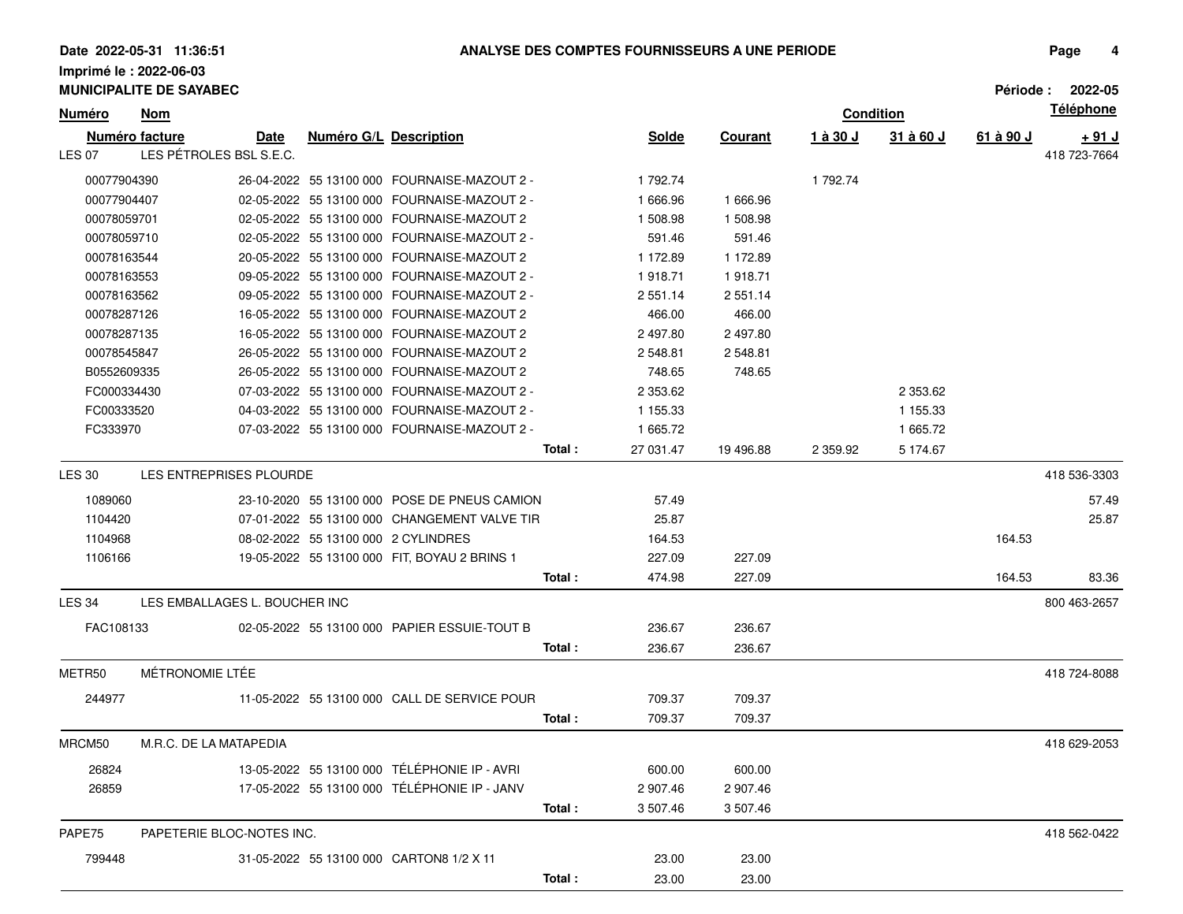**Date 2022-05-31 11:36:51** — **ANALYSE DES COMPTES FOURNISSEURS A UNE PERIODE**

**Imprimé le : 2022-06-03**

**MUNICIPALITE DE SAYABEC** — **Période : 2022-05**

| Numéro / Numéro facture | Nom / Date | Numéro G/L | Description | | Solde | Courant | Condition 1 à 30 J | 31 à 60 J | 61 à 90 J | + 91 J / Téléphone |
|---|---|---|---|---|---|---|---|---|---|---|
| LES 07 | LES PÉTROLES BSL S.E.C. | | | | | | | | | 418 723-7664 |
| 00077904390 | 26-04-2022 | 55 13100 000 | FOURNAISE-MAZOUT 2 - | | 1 792.74 | | 1 792.74 | | | |
| 00077904407 | 02-05-2022 | 55 13100 000 | FOURNAISE-MAZOUT 2 - | | 1 666.96 | 1 666.96 | | | | |
| 00078059701 | 02-05-2022 | 55 13100 000 | FOURNAISE-MAZOUT 2 | | 1 508.98 | 1 508.98 | | | | |
| 00078059710 | 02-05-2022 | 55 13100 000 | FOURNAISE-MAZOUT 2 - | | 591.46 | 591.46 | | | | |
| 00078163544 | 20-05-2022 | 55 13100 000 | FOURNAISE-MAZOUT 2 | | 1 172.89 | 1 172.89 | | | | |
| 00078163553 | 09-05-2022 | 55 13100 000 | FOURNAISE-MAZOUT 2 - | | 1 918.71 | 1 918.71 | | | | |
| 00078163562 | 09-05-2022 | 55 13100 000 | FOURNAISE-MAZOUT 2 - | | 2 551.14 | 2 551.14 | | | | |
| 00078287126 | 16-05-2022 | 55 13100 000 | FOURNAISE-MAZOUT 2 | | 466.00 | 466.00 | | | | |
| 00078287135 | 16-05-2022 | 55 13100 000 | FOURNAISE-MAZOUT 2 | | 2 497.80 | 2 497.80 | | | | |
| 00078545847 | 26-05-2022 | 55 13100 000 | FOURNAISE-MAZOUT 2 | | 2 548.81 | 2 548.81 | | | | |
| B0552609335 | 26-05-2022 | 55 13100 000 | FOURNAISE-MAZOUT 2 | | 748.65 | 748.65 | | | | |
| FC000334430 | 07-03-2022 | 55 13100 000 | FOURNAISE-MAZOUT 2 - | | 2 353.62 | | | 2 353.62 | | |
| FC00333520 | 04-03-2022 | 55 13100 000 | FOURNAISE-MAZOUT 2 - | | 1 155.33 | | | 1 155.33 | | |
| FC333970 | 07-03-2022 | 55 13100 000 | FOURNAISE-MAZOUT 2 - | | 1 665.72 | | | 1 665.72 | | |
| | | | | Total : | 27 031.47 | 19 496.88 | 2 359.92 | 5 174.67 | | |
| LES 30 | LES ENTREPRISES PLOURDE | | | | | | | | | 418 536-3303 |
| 1089060 | 23-10-2020 | 55 13100 000 | POSE DE PNEUS CAMION | | 57.49 | | | | | 57.49 |
| 1104420 | 07-01-2022 | 55 13100 000 | CHANGEMENT VALVE TIR | | 25.87 | | | | | 25.87 |
| 1104968 | 08-02-2022 | 55 13100 000 | 2 CYLINDRES | | 164.53 | | | | 164.53 | |
| 1106166 | 19-05-2022 | 55 13100 000 | FIT, BOYAU 2 BRINS 1 | | 227.09 | 227.09 | | | | |
| | | | | Total : | 474.98 | 227.09 | | | 164.53 | 83.36 |
| LES 34 | LES EMBALLAGES L. BOUCHER INC | | | | | | | | | 800 463-2657 |
| FAC108133 | 02-05-2022 | 55 13100 000 | PAPIER ESSUIE-TOUT B | | 236.67 | 236.67 | | | | |
| | | | | Total : | 236.67 | 236.67 | | | | |
| METR50 | MÉTRONOMIE LTÉE | | | | | | | | | 418 724-8088 |
| 244977 | 11-05-2022 | 55 13100 000 | CALL DE SERVICE POUR | | 709.37 | 709.37 | | | | |
| | | | | Total : | 709.37 | 709.37 | | | | |
| MRCM50 | M.R.C. DE LA MATAPEDIA | | | | | | | | | 418 629-2053 |
| 26824 | 13-05-2022 | 55 13100 000 | TÉLÉPHONIE IP - AVRI | | 600.00 | 600.00 | | | | |
| 26859 | 17-05-2022 | 55 13100 000 | TÉLÉPHONIE IP - JANV | | 2 907.46 | 2 907.46 | | | | |
| | | | | Total : | 3 507.46 | 3 507.46 | | | | |
| PAPE75 | PAPETERIE BLOC-NOTES INC. | | | | | | | | | 418 562-0422 |
| 799448 | 31-05-2022 | 55 13100 000 | CARTON8 1/2 X 11 | | 23.00 | 23.00 | | | | |
| | | | | Total : | 23.00 | 23.00 | | | | |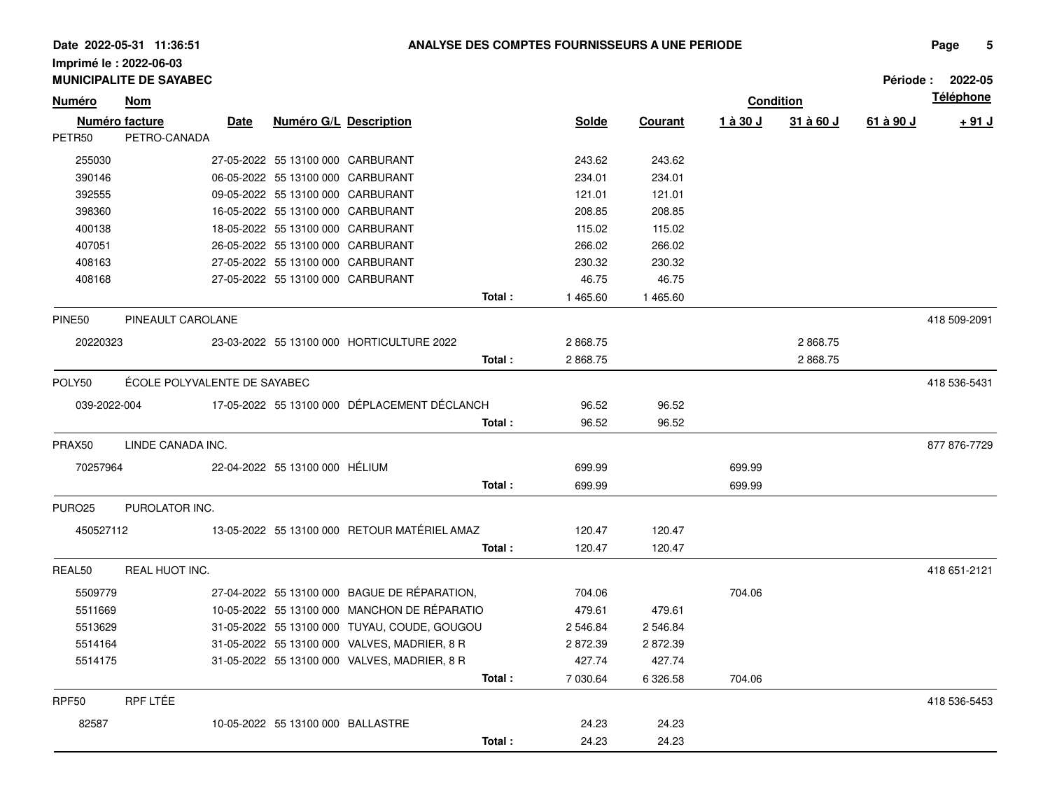**Date 2022-05-31 11:36:51** — **ANALYSE DES COMPTES FOURNISSEURS A UNE PERIODE**

**Imprimé le : 2022-06-03**

**MUNICIPALITE DE SAYABEC** — **Période : 2022-05**

| Numéro | Nom | | | | | | Condition | | | Téléphone |
|---|---|---|---|---|---|---|---|---|---|---|
| Numéro facture | Date | Numéro G/L | Description | | Solde | Courant | 1 à 30 J | 31 à 60 J | 61 à 90 J | + 91 J |
| PETR50 | PETRO-CANADA | | | | | | | | | |
| 255030 | 27-05-2022 | 55 13100 000 | CARBURANT | | 243.62 | 243.62 | | | | |
| 390146 | 06-05-2022 | 55 13100 000 | CARBURANT | | 234.01 | 234.01 | | | | |
| 392555 | 09-05-2022 | 55 13100 000 | CARBURANT | | 121.01 | 121.01 | | | | |
| 398360 | 16-05-2022 | 55 13100 000 | CARBURANT | | 208.85 | 208.85 | | | | |
| 400138 | 18-05-2022 | 55 13100 000 | CARBURANT | | 115.02 | 115.02 | | | | |
| 407051 | 26-05-2022 | 55 13100 000 | CARBURANT | | 266.02 | 266.02 | | | | |
| 408163 | 27-05-2022 | 55 13100 000 | CARBURANT | | 230.32 | 230.32 | | | | |
| 408168 | 27-05-2022 | 55 13100 000 | CARBURANT | | 46.75 | 46.75 | | | | |
| | | | | Total : | 1 465.60 | 1 465.60 | | | | |
| PINE50 | PINEAULT CAROLANE | | | | | | | | | 418 509-2091 |
| 20220323 | 23-03-2022 | 55 13100 000 | HORTICULTURE 2022 | | 2 868.75 | | | 2 868.75 | | |
| | | | | Total : | 2 868.75 | | | 2 868.75 | | |
| POLY50 | ÉCOLE POLYVALENTE DE SAYABEC | | | | | | | | | 418 536-5431 |
| 039-2022-004 | 17-05-2022 | 55 13100 000 | DÉPLACEMENT DÉCLANCH | | 96.52 | 96.52 | | | | |
| | | | | Total : | 96.52 | 96.52 | | | | |
| PRAX50 | LINDE CANADA INC. | | | | | | | | | 877 876-7729 |
| 70257964 | 22-04-2022 | 55 13100 000 | HÉLIUM | | 699.99 | | 699.99 | | | |
| | | | | Total : | 699.99 | | 699.99 | | | |
| PURO25 | PUROLATOR INC. | | | | | | | | | |
| 450527112 | 13-05-2022 | 55 13100 000 | RETOUR MATÉRIEL AMAZ | | 120.47 | 120.47 | | | | |
| | | | | Total : | 120.47 | 120.47 | | | | |
| REAL50 | REAL HUOT INC. | | | | | | | | | 418 651-2121 |
| 5509779 | 27-04-2022 | 55 13100 000 | BAGUE DE RÉPARATION, | | 704.06 | | 704.06 | | | |
| 5511669 | 10-05-2022 | 55 13100 000 | MANCHON DE RÉPARATIO | | 479.61 | 479.61 | | | | |
| 5513629 | 31-05-2022 | 55 13100 000 | TUYAU, COUDE, GOUGOU | | 2 546.84 | 2 546.84 | | | | |
| 5514164 | 31-05-2022 | 55 13100 000 | VALVES, MADRIER, 8 R | | 2 872.39 | 2 872.39 | | | | |
| 5514175 | 31-05-2022 | 55 13100 000 | VALVES, MADRIER, 8 R | | 427.74 | 427.74 | | | | |
| | | | | Total : | 7 030.64 | 6 326.58 | 704.06 | | | |
| RPF50 | RPF LTÉE | | | | | | | | | 418 536-5453 |
| 82587 | 10-05-2022 | 55 13100 000 | BALLASTRE | | 24.23 | 24.23 | | | | |
| | | | | Total : | 24.23 | 24.23 | | | | |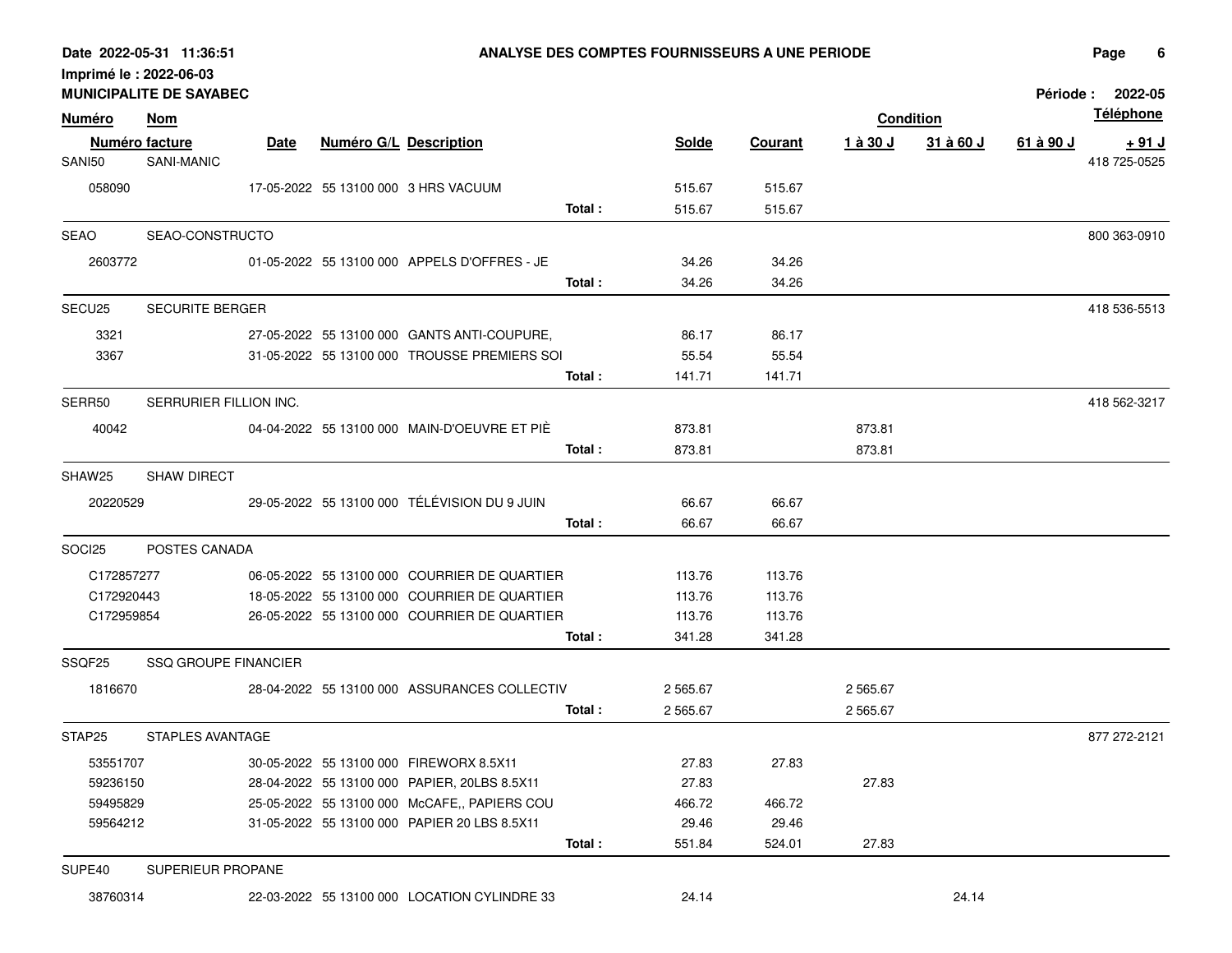**ANALYSE DES COMPTES FOURNISSEURS A UNE PERIODE**

Date 2022-05-31 11:36:51
Imprimé le : 2022-06-03
**MUNICIPALITE DE SAYABEC**

Période : 2022-05

| Numéro | Nom | | | | | | Condition | | | | Téléphone |
|---|---|---|---|---|---|---|---|---|---|---|---|
| Numéro facture | | Date | Numéro G/L | Description | | Solde | Courant | 1 à 30 J | 31 à 60 J | 61 à 90 J | + 91 J |
| SANI50 | SANI-MANIC | | | | | | | | | | 418 725-0525 |
| 058090 | | 17-05-2022 | 55 13100 000 | 3 HRS VACUUM | | 515.67 | 515.67 | | | | |
| | | | | | Total : | 515.67 | 515.67 | | | | |
| SEAO | SEAO-CONSTRUCTO | | | | | | | | | | 800 363-0910 |
| 2603772 | | 01-05-2022 | 55 13100 000 | APPELS D'OFFRES - JE | | 34.26 | 34.26 | | | | |
| | | | | | Total : | 34.26 | 34.26 | | | | |
| SECU25 | SECURITE BERGER | | | | | | | | | | 418 536-5513 |
| 3321 | | 27-05-2022 | 55 13100 000 | GANTS ANTI-COUPURE, | | 86.17 | 86.17 | | | | |
| 3367 | | 31-05-2022 | 55 13100 000 | TROUSSE PREMIERS SOI | | 55.54 | 55.54 | | | | |
| | | | | | Total : | 141.71 | 141.71 | | | | |
| SERR50 | SERRURIER FILLION INC. | | | | | | | | | | 418 562-3217 |
| 40042 | | 04-04-2022 | 55 13100 000 | MAIN-D'OEUVRE ET PIÈ | | 873.81 | | 873.81 | | | |
| | | | | | Total : | 873.81 | | 873.81 | | | |
| SHAW25 | SHAW DIRECT | | | | | | | | | | |
| 20220529 | | 29-05-2022 | 55 13100 000 | TÉLÉVISION DU 9 JUIN | | 66.67 | 66.67 | | | | |
| | | | | | Total : | 66.67 | 66.67 | | | | |
| SOCI25 | POSTES CANADA | | | | | | | | | | |
| C172857277 | | 06-05-2022 | 55 13100 000 | COURRIER DE QUARTIER | | 113.76 | 113.76 | | | | |
| C172920443 | | 18-05-2022 | 55 13100 000 | COURRIER DE QUARTIER | | 113.76 | 113.76 | | | | |
| C172959854 | | 26-05-2022 | 55 13100 000 | COURRIER DE QUARTIER | | 113.76 | 113.76 | | | | |
| | | | | | Total : | 341.28 | 341.28 | | | | |
| SSQF25 | SSQ GROUPE FINANCIER | | | | | | | | | | |
| 1816670 | | 28-04-2022 | 55 13100 000 | ASSURANCES COLLECTIV | | 2 565.67 | | 2 565.67 | | | |
| | | | | | Total : | 2 565.67 | | 2 565.67 | | | |
| STAP25 | STAPLES AVANTAGE | | | | | | | | | | 877 272-2121 |
| 53551707 | | 30-05-2022 | 55 13100 000 | FIREWORX 8.5X11 | | 27.83 | 27.83 | | | | |
| 59236150 | | 28-04-2022 | 55 13100 000 | PAPIER, 20LBS 8.5X11 | | 27.83 | | 27.83 | | | |
| 59495829 | | 25-05-2022 | 55 13100 000 | McCAFE,, PAPIERS COU | | 466.72 | 466.72 | | | | |
| 59564212 | | 31-05-2022 | 55 13100 000 | PAPIER 20 LBS 8.5X11 | | 29.46 | 29.46 | | | | |
| | | | | | Total : | 551.84 | 524.01 | 27.83 | | | |
| SUPE40 | SUPERIEUR PROPANE | | | | | | | | | | |
| 38760314 | | 22-03-2022 | 55 13100 000 | LOCATION CYLINDRE 33 | | 24.14 | | | 24.14 | | |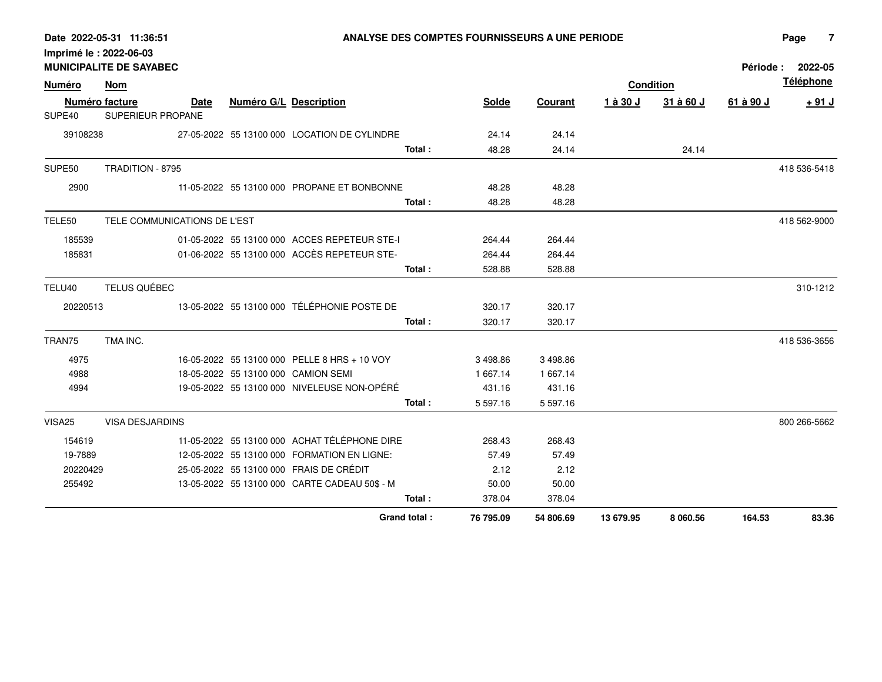**Date 2022-05-31 11:36:51** | **ANALYSE DES COMPTES FOURNISSEURS A UNE PERIODE**

**Imprimé le : 2022-06-03**

**MUNICIPALITE DE SAYABEC** | **Période : 2022-05**

| Numéro / Numéro facture | Nom | Date | Numéro G/L | Description | Solde | Courant | 1 à 30 J | 31 à 60 J | 61 à 90 J | + 91 J / Téléphone |
|---|---|---|---|---|---|---|---|---|---|---|
| SUPE40 | SUPERIEUR PROPANE | | | | | | | | | |
| 39108238 | | 27-05-2022 | 55 13100 000 | LOCATION DE CYLINDRE | 24.14 | 24.14 | | | | |
| | | | | Total : | 48.28 | 24.14 | | 24.14 | | |
| SUPE50 | TRADITION - 8795 | | | | | | | | | 418 536-5418 |
| 2900 | | 11-05-2022 | 55 13100 000 | PROPANE ET BONBONNE | 48.28 | 48.28 | | | | |
| | | | | Total : | 48.28 | 48.28 | | | | |
| TELE50 | TELE COMMUNICATIONS DE L'EST | | | | | | | | | 418 562-9000 |
| 185539 | | 01-05-2022 | 55 13100 000 | ACCES REPETEUR STE-I | 264.44 | 264.44 | | | | |
| 185831 | | 01-06-2022 | 55 13100 000 | ACCÈS REPETEUR STE- | 264.44 | 264.44 | | | | |
| | | | | Total : | 528.88 | 528.88 | | | | |
| TELU40 | TELUS QUÉBEC | | | | | | | | | 310-1212 |
| 20220513 | | 13-05-2022 | 55 13100 000 | TÉLÉPHONIE POSTE DE | 320.17 | 320.17 | | | | |
| | | | | Total : | 320.17 | 320.17 | | | | |
| TRAN75 | TMA INC. | | | | | | | | | 418 536-3656 |
| 4975 | | 16-05-2022 | 55 13100 000 | PELLE 8 HRS + 10 VOY | 3 498.86 | 3 498.86 | | | | |
| 4988 | | 18-05-2022 | 55 13100 000 | CAMION SEMI | 1 667.14 | 1 667.14 | | | | |
| 4994 | | 19-05-2022 | 55 13100 000 | NIVELEUSE NON-OPÉRÉ | 431.16 | 431.16 | | | | |
| | | | | Total : | 5 597.16 | 5 597.16 | | | | |
| VISA25 | VISA DESJARDINS | | | | | | | | | 800 266-5662 |
| 154619 | | 11-05-2022 | 55 13100 000 | ACHAT TÉLÉPHONE DIRE | 268.43 | 268.43 | | | | |
| 19-7889 | | 12-05-2022 | 55 13100 000 | FORMATION EN LIGNE: | 57.49 | 57.49 | | | | |
| 20220429 | | 25-05-2022 | 55 13100 000 | FRAIS DE CRÉDIT | 2.12 | 2.12 | | | | |
| 255492 | | 13-05-2022 | 55 13100 000 | CARTE CADEAU 50$ - M | 50.00 | 50.00 | | | | |
| | | | | Total : | 378.04 | 378.04 | | | | |
| | | | | **Grand total :** | **76 795.09** | **54 806.69** | **13 679.95** | **8 060.56** | **164.53** | **83.36** |